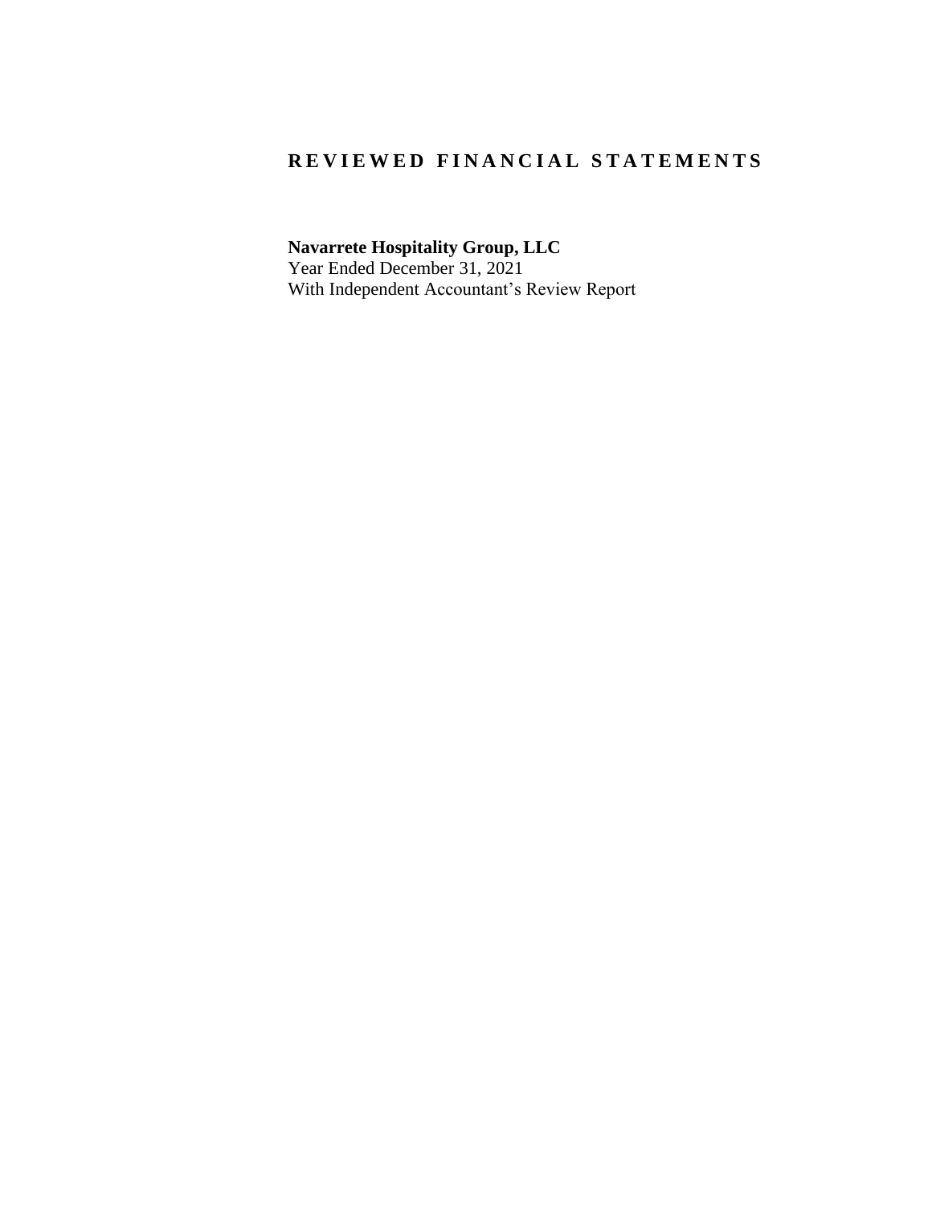# REVIEWED FINANCIAL STATEMENTS

**Navarrete Hospitality Group, LLC**
Year Ended December 31, 2021
With Independent Accountant's Review Report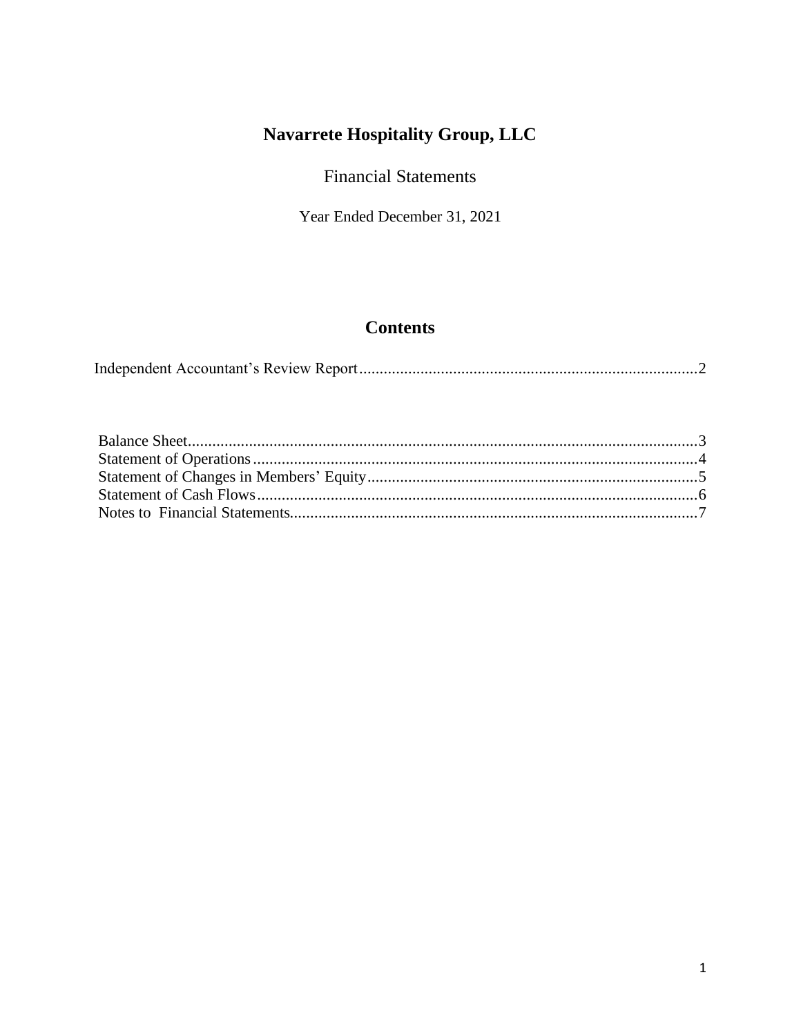# Navarrete Hospitality Group, LLC

Financial Statements

Year Ended December 31, 2021

## Contents

| | |
|---|---|
| Independent Accountant's Review Report | 2 |
| Balance Sheet | 3 |
| Statement of Operations | 4 |
| Statement of Changes in Members' Equity | 5 |
| Statement of Cash Flows | 6 |
| Notes to Financial Statements | 7 |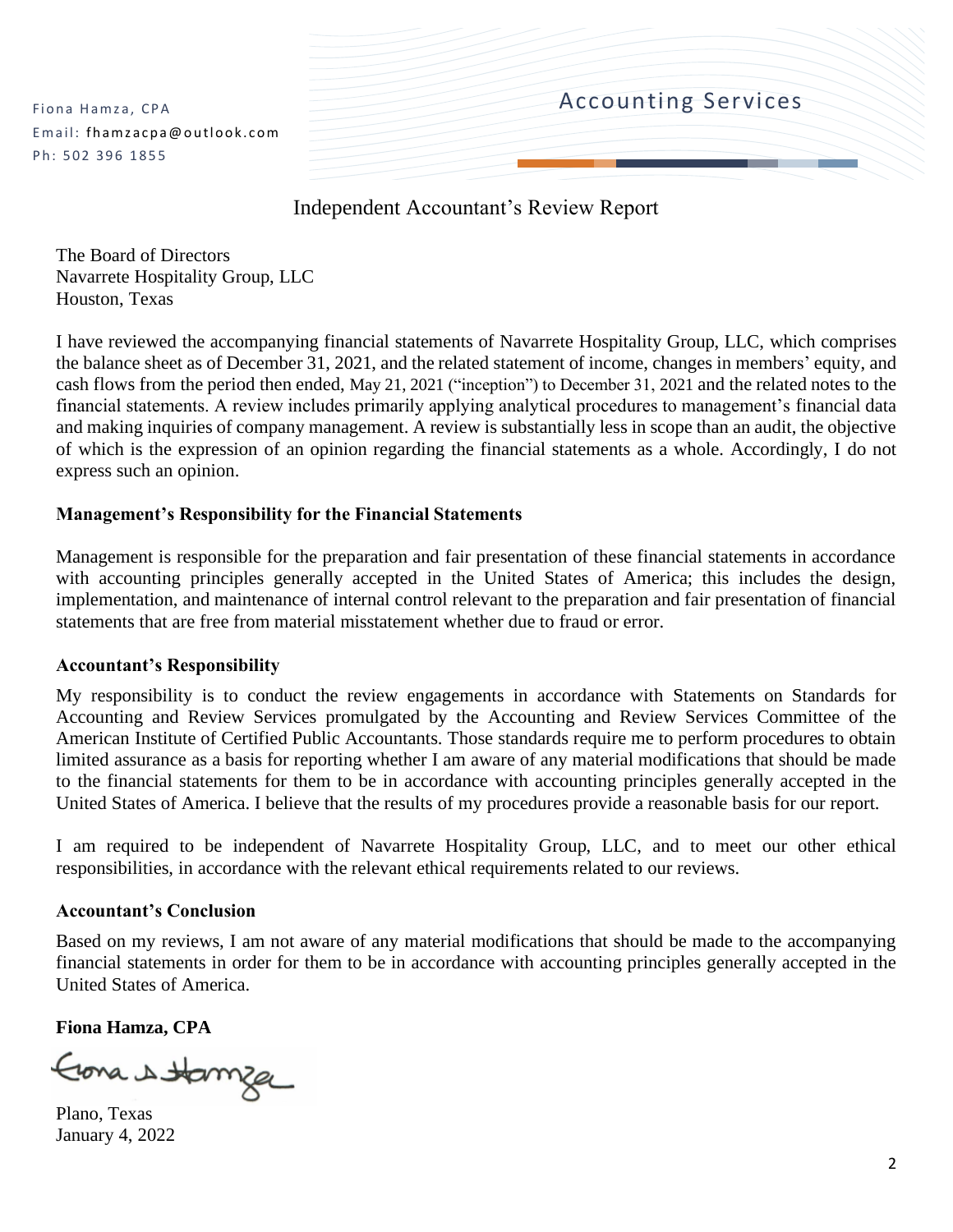Fiona Hamza, CPA
Email: fhamzacpa@outlook.com
Ph: 502 396 1855

Accounting Services

# Independent Accountant's Review Report

The Board of Directors
Navarrete Hospitality Group, LLC
Houston, Texas

I have reviewed the accompanying financial statements of Navarrete Hospitality Group, LLC, which comprises the balance sheet as of December 31, 2021, and the related statement of income, changes in members' equity, and cash flows from the period then ended, May 21, 2021 ("inception") to December 31, 2021 and the related notes to the financial statements. A review includes primarily applying analytical procedures to management's financial data and making inquiries of company management. A review is substantially less in scope than an audit, the objective of which is the expression of an opinion regarding the financial statements as a whole. Accordingly, I do not express such an opinion.

**Management's Responsibility for the Financial Statements**

Management is responsible for the preparation and fair presentation of these financial statements in accordance with accounting principles generally accepted in the United States of America; this includes the design, implementation, and maintenance of internal control relevant to the preparation and fair presentation of financial statements that are free from material misstatement whether due to fraud or error.

**Accountant's Responsibility**

My responsibility is to conduct the review engagements in accordance with Statements on Standards for Accounting and Review Services promulgated by the Accounting and Review Services Committee of the American Institute of Certified Public Accountants. Those standards require me to perform procedures to obtain limited assurance as a basis for reporting whether I am aware of any material modifications that should be made to the financial statements for them to be in accordance with accounting principles generally accepted in the United States of America. I believe that the results of my procedures provide a reasonable basis for our report.

I am required to be independent of Navarrete Hospitality Group, LLC, and to meet our other ethical responsibilities, in accordance with the relevant ethical requirements related to our reviews.

**Accountant's Conclusion**

Based on my reviews, I am not aware of any material modifications that should be made to the accompanying financial statements in order for them to be in accordance with accounting principles generally accepted in the United States of America.

**Fiona Hamza, CPA**

Plano, Texas
January 4, 2022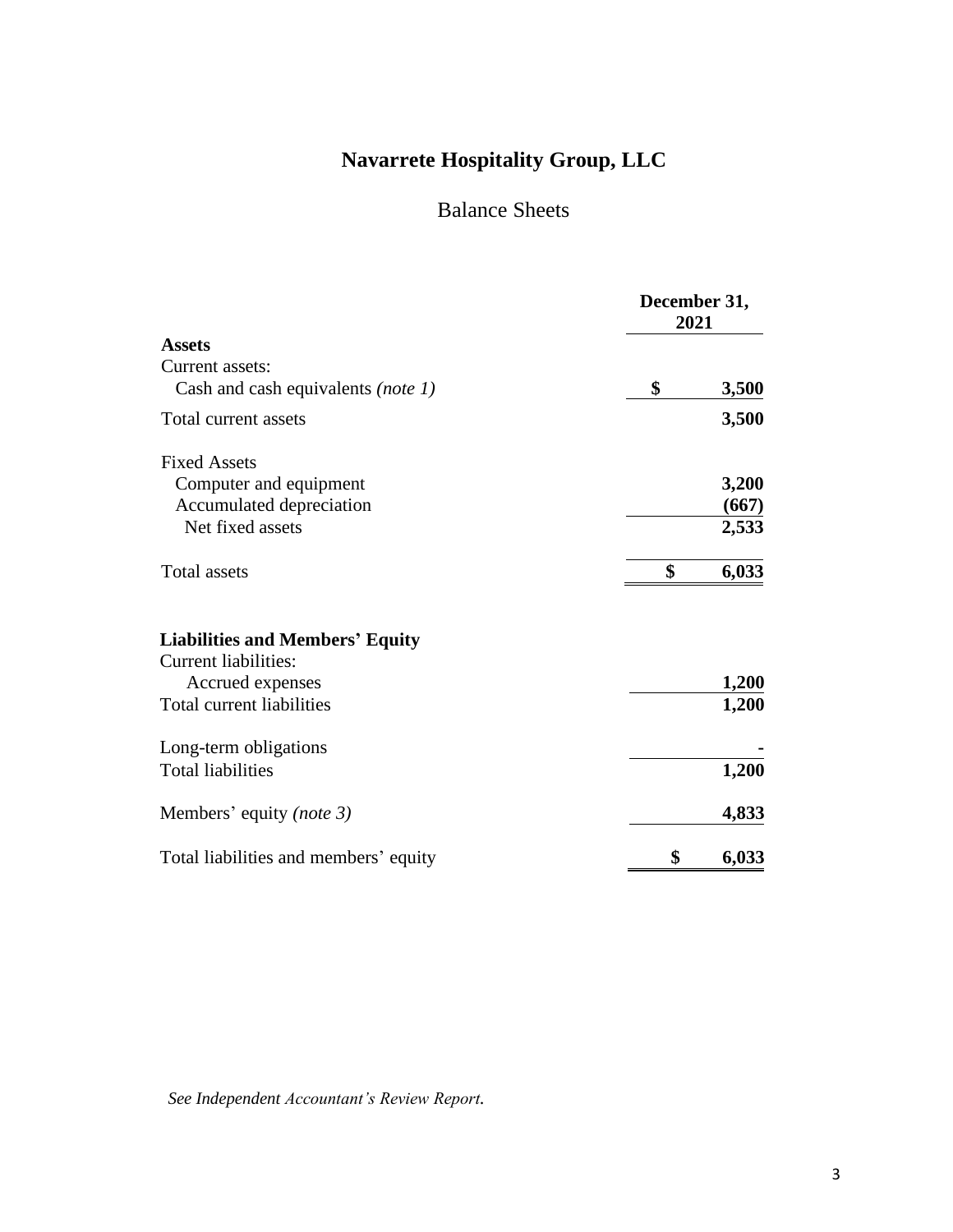# Navarrete Hospitality Group, LLC

## Balance Sheets

| | December 31, 2021 |
|---|---|
| **Assets** | |
| Current assets: | |
| Cash and cash equivalents *(note 1)* | **$ 3,500** |
| Total current assets | **3,500** |
| | |
| Fixed Assets | |
| Computer and equipment | **3,200** |
| Accumulated depreciation | **(667)** |
| Net fixed assets | **2,533** |
| | |
| Total assets | **$ 6,033** |
| | |
| **Liabilities and Members' Equity** | |
| Current liabilities: | |
| Accrued expenses | **1,200** |
| Total current liabilities | **1,200** |
| | |
| Long-term obligations | **-** |
| Total liabilities | **1,200** |
| | |
| Members' equity *(note 3)* | **4,833** |
| | |
| Total liabilities and members' equity | **$ 6,033** |

*See Independent Accountant's Review Report.*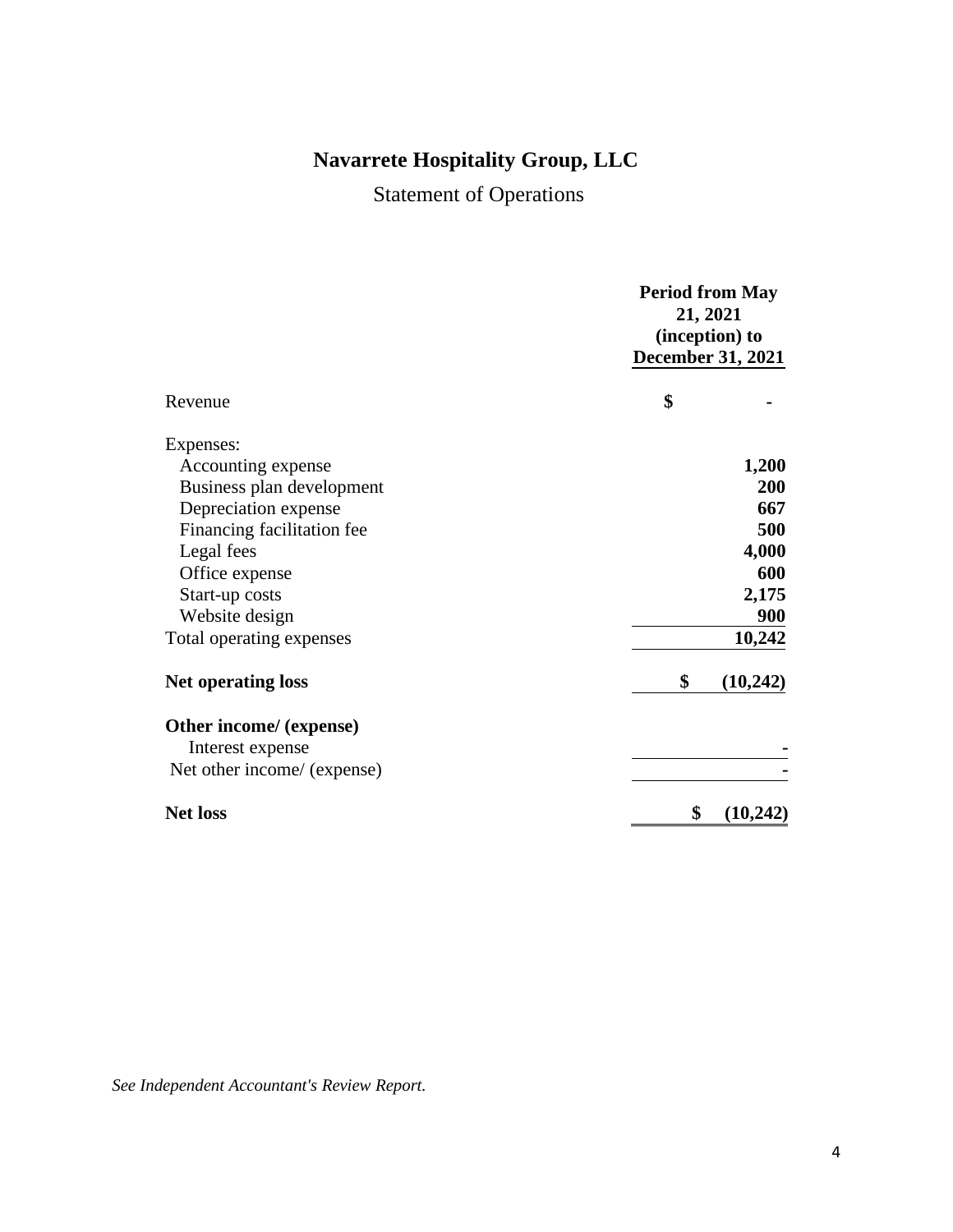# Navarrete Hospitality Group, LLC

## Statement of Operations

| | Period from May 21, 2021 (inception) to December 31, 2021 |
|---|---|
| Revenue | $ - |
| Expenses: | |
| Accounting expense | **1,200** |
| Business plan development | **200** |
| Depreciation expense | **667** |
| Financing facilitation fee | **500** |
| Legal fees | **4,000** |
| Office expense | **600** |
| Start-up costs | **2,175** |
| Website design | **900** |
| Total operating expenses | **10,242** |
| **Net operating loss** | **$ (10,242)** |
| **Other income/ (expense)** | |
| Interest expense | - |
| Net other income/ (expense) | - |
| **Net loss** | **$ (10,242)** |

*See Independent Accountant's Review Report.*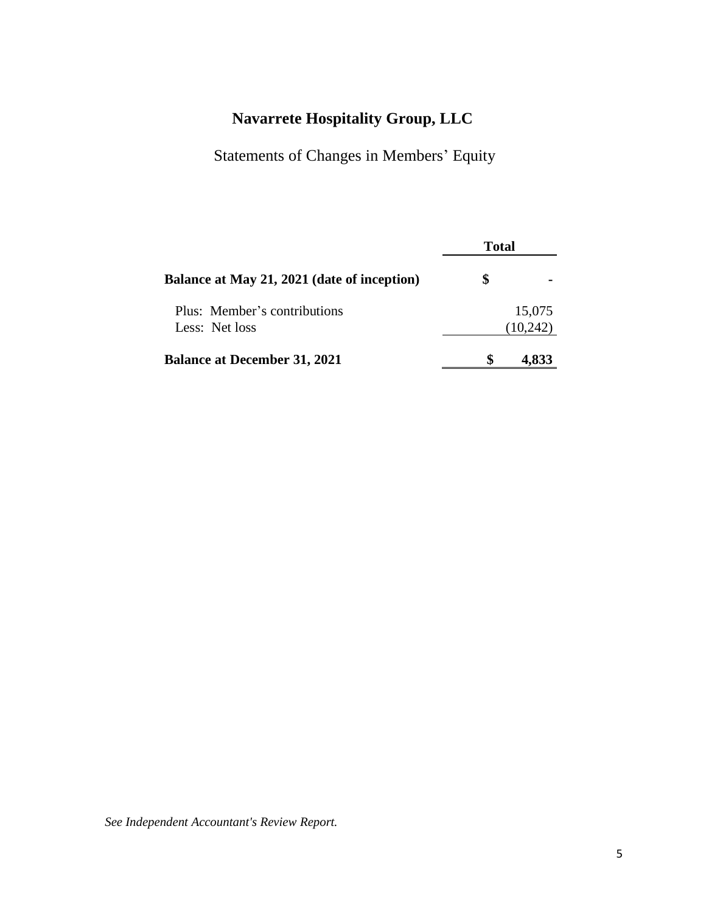# Navarrete Hospitality Group, LLC

## Statements of Changes in Members' Equity

| | Total |
|---|---|
| **Balance at May 21, 2021 (date of inception)** | **$ -** |
| Plus: Member's contributions | 15,075 |
| Less: Net loss | (10,242) |
| **Balance at December 31, 2021** | **$ 4,833** |

*See Independent Accountant's Review Report.*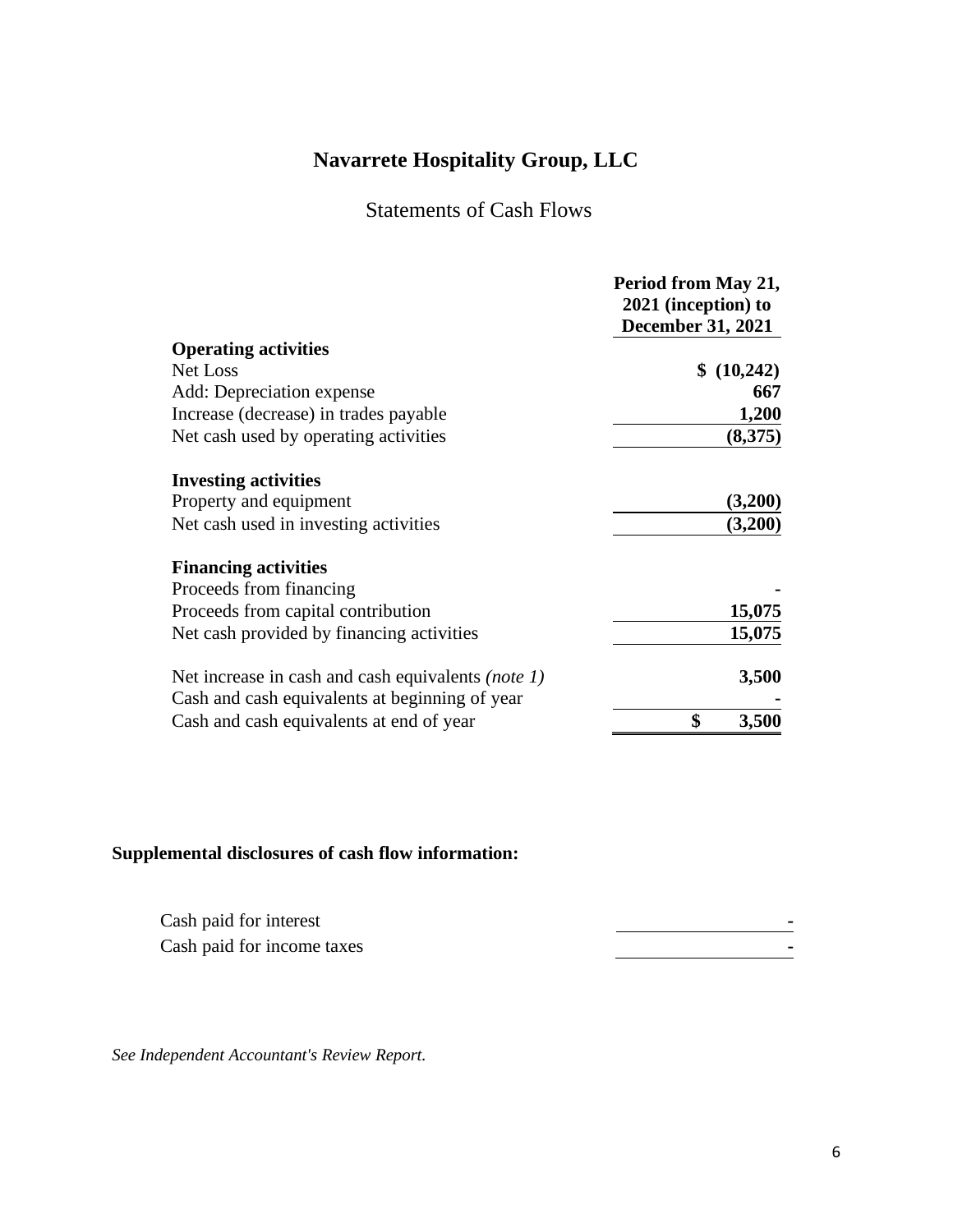# Navarrete Hospitality Group, LLC

## Statements of Cash Flows

| | Period from May 21, 2021 (inception) to December 31, 2021 |
|---|---|
| **Operating activities** | |
| Net Loss | $ (10,242) |
| Add: Depreciation expense | 667 |
| Increase (decrease) in trades payable | 1,200 |
| Net cash used by operating activities | (8,375) |
| **Investing activities** | |
| Property and equipment | (3,200) |
| Net cash used in investing activities | (3,200) |
| **Financing activities** | |
| Proceeds from financing | - |
| Proceeds from capital contribution | 15,075 |
| Net cash provided by financing activities | 15,075 |
| Net increase in cash and cash equivalents *(note 1)* | 3,500 |
| Cash and cash equivalents at beginning of year | - |
| Cash and cash equivalents at end of year | $ 3,500 |

**Supplemental disclosures of cash flow information:**

| | |
|---|---|
| Cash paid for interest | - |
| Cash paid for income taxes | - |

*See Independent Accountant's Review Report.*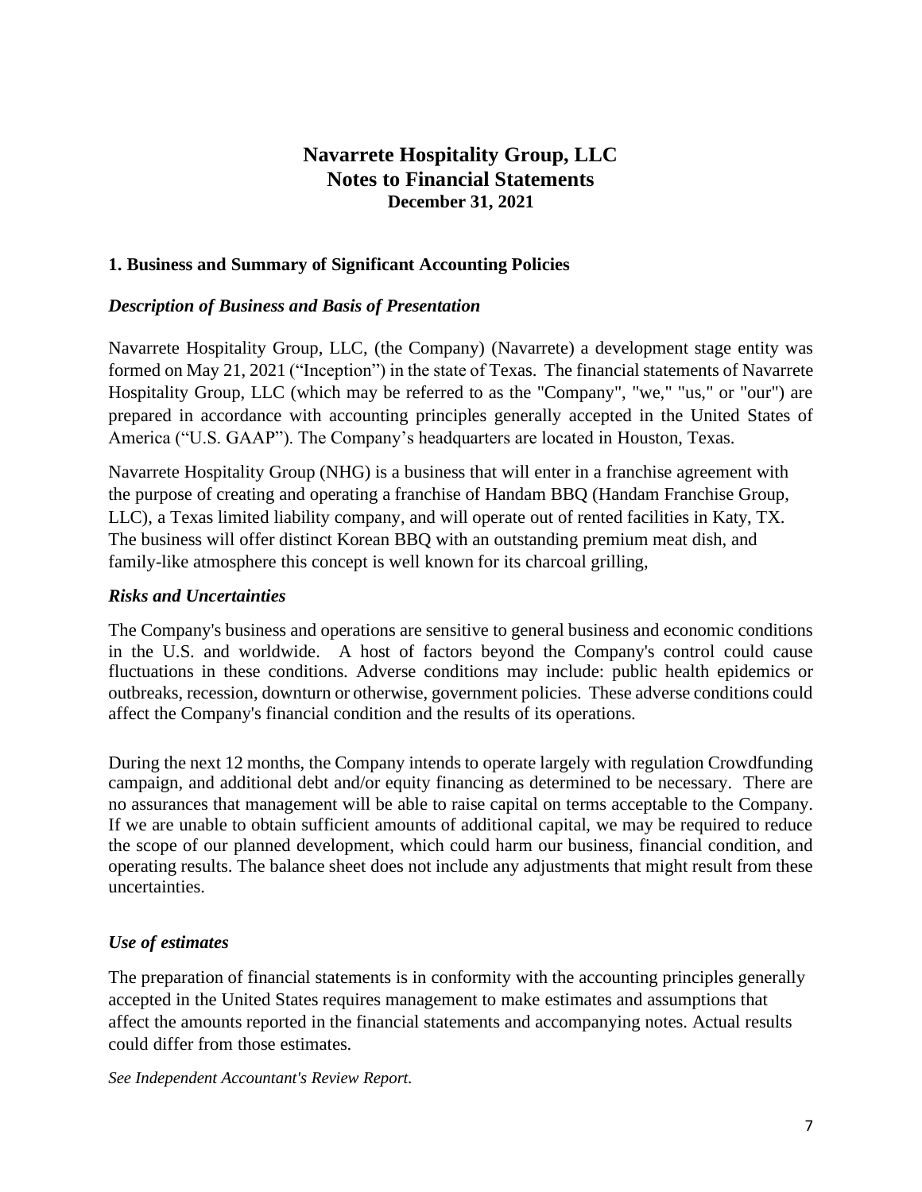# Navarrete Hospitality Group, LLC
# Notes to Financial Statements
### December 31, 2021

## 1. Business and Summary of Significant Accounting Policies

### *Description of Business and Basis of Presentation*

Navarrete Hospitality Group, LLC, (the Company) (Navarrete) a development stage entity was formed on May 21, 2021 ("Inception") in the state of Texas. The financial statements of Navarrete Hospitality Group, LLC (which may be referred to as the "Company", "we," "us," or "our") are prepared in accordance with accounting principles generally accepted in the United States of America ("U.S. GAAP"). The Company's headquarters are located in Houston, Texas.

Navarrete Hospitality Group (NHG) is a business that will enter in a franchise agreement with the purpose of creating and operating a franchise of Handam BBQ (Handam Franchise Group, LLC), a Texas limited liability company, and will operate out of rented facilities in Katy, TX. The business will offer distinct Korean BBQ with an outstanding premium meat dish, and family-like atmosphere this concept is well known for its charcoal grilling,

### *Risks and Uncertainties*

The Company's business and operations are sensitive to general business and economic conditions in the U.S. and worldwide. A host of factors beyond the Company's control could cause fluctuations in these conditions. Adverse conditions may include: public health epidemics or outbreaks, recession, downturn or otherwise, government policies. These adverse conditions could affect the Company's financial condition and the results of its operations.

During the next 12 months, the Company intends to operate largely with regulation Crowdfunding campaign, and additional debt and/or equity financing as determined to be necessary. There are no assurances that management will be able to raise capital on terms acceptable to the Company. If we are unable to obtain sufficient amounts of additional capital, we may be required to reduce the scope of our planned development, which could harm our business, financial condition, and operating results. The balance sheet does not include any adjustments that might result from these uncertainties.

### *Use of estimates*

The preparation of financial statements is in conformity with the accounting principles generally accepted in the United States requires management to make estimates and assumptions that affect the amounts reported in the financial statements and accompanying notes. Actual results could differ from those estimates.

*See Independent Accountant's Review Report.*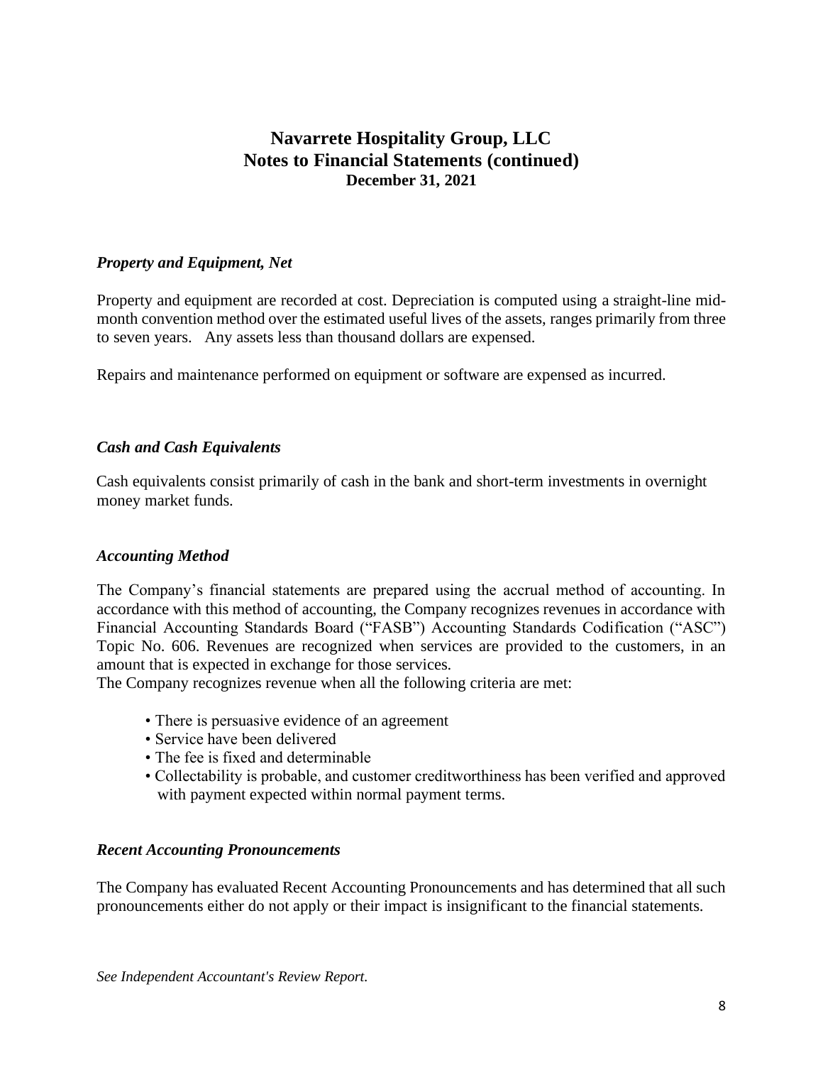# Navarrete Hospitality Group, LLC
## Notes to Financial Statements (continued)
### December 31, 2021

### *Property and Equipment, Net*

Property and equipment are recorded at cost. Depreciation is computed using a straight-line mid-month convention method over the estimated useful lives of the assets, ranges primarily from three to seven years. Any assets less than thousand dollars are expensed.

Repairs and maintenance performed on equipment or software are expensed as incurred.

### *Cash and Cash Equivalents*

Cash equivalents consist primarily of cash in the bank and short-term investments in overnight money market funds.

### *Accounting Method*

The Company's financial statements are prepared using the accrual method of accounting. In accordance with this method of accounting, the Company recognizes revenues in accordance with Financial Accounting Standards Board ("FASB") Accounting Standards Codification ("ASC") Topic No. 606. Revenues are recognized when services are provided to the customers, in an amount that is expected in exchange for those services.
The Company recognizes revenue when all the following criteria are met:

- There is persuasive evidence of an agreement
- Service have been delivered
- The fee is fixed and determinable
- Collectability is probable, and customer creditworthiness has been verified and approved with payment expected within normal payment terms.

### *Recent Accounting Pronouncements*

The Company has evaluated Recent Accounting Pronouncements and has determined that all such pronouncements either do not apply or their impact is insignificant to the financial statements.

*See Independent Accountant's Review Report.*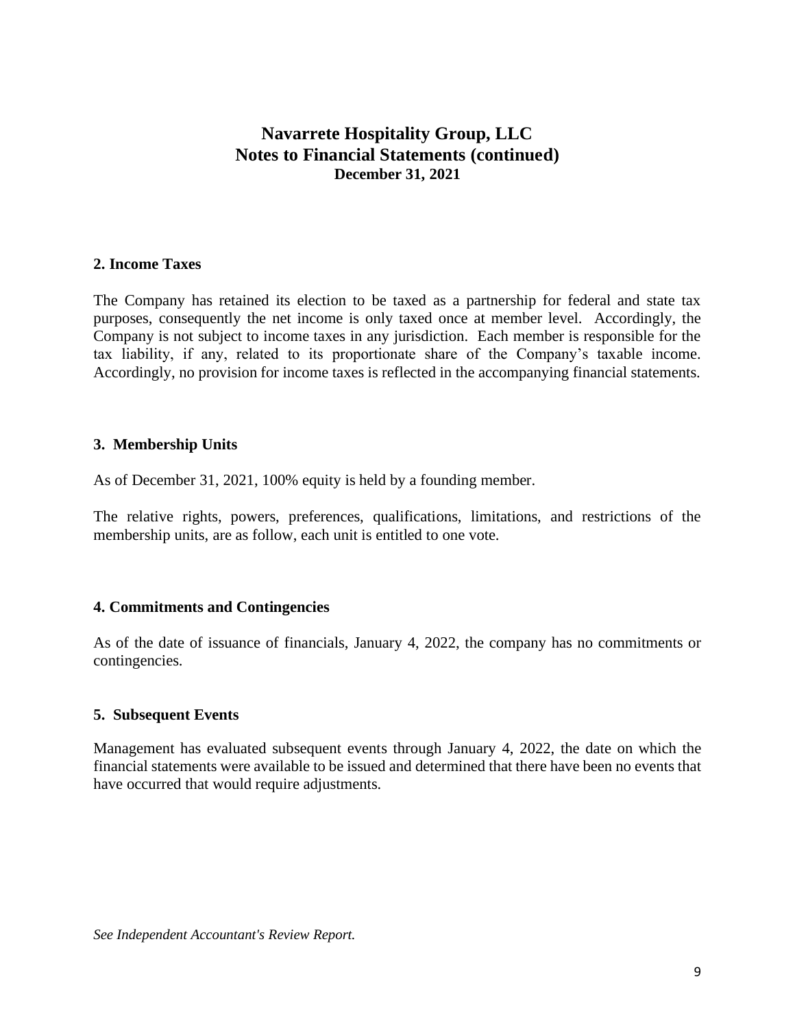# Navarrete Hospitality Group, LLC
## Notes to Financial Statements (continued)
### December 31, 2021

**2. Income Taxes**

The Company has retained its election to be taxed as a partnership for federal and state tax purposes, consequently the net income is only taxed once at member level. Accordingly, the Company is not subject to income taxes in any jurisdiction. Each member is responsible for the tax liability, if any, related to its proportionate share of the Company's taxable income. Accordingly, no provision for income taxes is reflected in the accompanying financial statements.

**3. Membership Units**

As of December 31, 2021, 100% equity is held by a founding member.

The relative rights, powers, preferences, qualifications, limitations, and restrictions of the membership units, are as follow, each unit is entitled to one vote.

**4. Commitments and Contingencies**

As of the date of issuance of financials, January 4, 2022, the company has no commitments or contingencies.

**5. Subsequent Events**

Management has evaluated subsequent events through January 4, 2022, the date on which the financial statements were available to be issued and determined that there have been no events that have occurred that would require adjustments.

*See Independent Accountant's Review Report.*